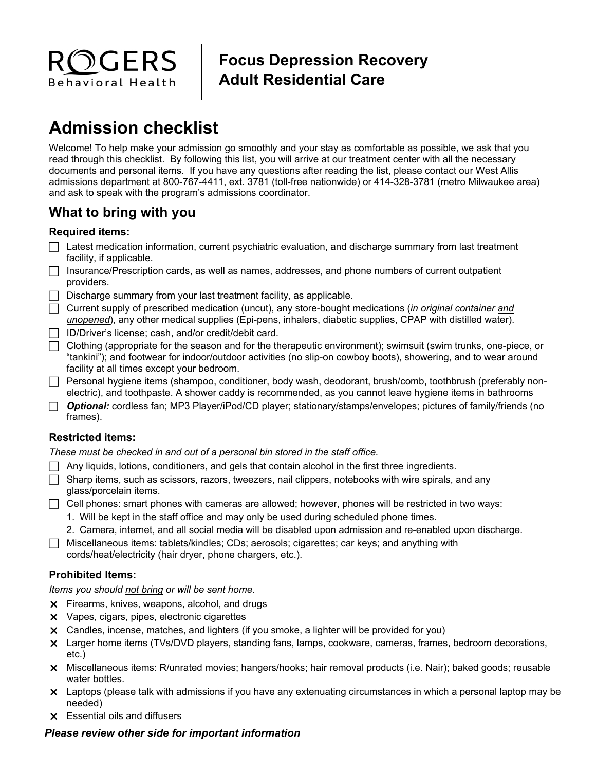ROGERS Behavioral Health

**Focus Depression Recovery**
**Adult Residential Care**

# Admission checklist

Welcome! To help make your admission go smoothly and your stay as comfortable as possible, we ask that you read through this checklist. By following this list, you will arrive at our treatment center with all the necessary documents and personal items. If you have any questions after reading the list, please contact our West Allis admissions department at 800-767-4411, ext. 3781 (toll-free nationwide) or 414-328-3781 (metro Milwaukee area) and ask to speak with the program's admissions coordinator.

## What to bring with you

### Required items:

- ☐ Latest medication information, current psychiatric evaluation, and discharge summary from last treatment facility, if applicable.
- ☐ Insurance/Prescription cards, as well as names, addresses, and phone numbers of current outpatient providers.
- ☐ Discharge summary from your last treatment facility, as applicable.
- ☐ Current supply of prescribed medication (uncut), any store-bought medications (*in original container and unopened*), any other medical supplies (Epi-pens, inhalers, diabetic supplies, CPAP with distilled water).
- ☐ ID/Driver's license; cash, and/or credit/debit card.
- ☐ Clothing (appropriate for the season and for the therapeutic environment); swimsuit (swim trunks, one-piece, or "tankini"); and footwear for indoor/outdoor activities (no slip-on cowboy boots), showering, and to wear around facility at all times except your bedroom.
- ☐ Personal hygiene items (shampoo, conditioner, body wash, deodorant, brush/comb, toothbrush (preferably non-electric), and toothpaste. A shower caddy is recommended, as you cannot leave hygiene items in bathrooms
- ☐ ***Optional:*** cordless fan; MP3 Player/iPod/CD player; stationary/stamps/envelopes; pictures of family/friends (no frames).

### Restricted items:

*These must be checked in and out of a personal bin stored in the staff office.*

- ☐ Any liquids, lotions, conditioners, and gels that contain alcohol in the first three ingredients.
- ☐ Sharp items, such as scissors, razors, tweezers, nail clippers, notebooks with wire spirals, and any glass/porcelain items.
- ☐ Cell phones: smart phones with cameras are allowed; however, phones will be restricted in two ways:
  1. Will be kept in the staff office and may only be used during scheduled phone times.
  2. Camera, internet, and all social media will be disabled upon admission and re-enabled upon discharge.
- ☐ Miscellaneous items: tablets/kindles; CDs; aerosols; cigarettes; car keys; and anything with cords/heat/electricity (hair dryer, phone chargers, etc.).

### Prohibited Items:

*Items you should not bring or will be sent home.*

- ✕ Firearms, knives, weapons, alcohol, and drugs
- ✕ Vapes, cigars, pipes, electronic cigarettes
- ✕ Candles, incense, matches, and lighters (if you smoke, a lighter will be provided for you)
- ✕ Larger home items (TVs/DVD players, standing fans, lamps, cookware, cameras, frames, bedroom decorations, etc.)
- ✕ Miscellaneous items: R/unrated movies; hangers/hooks; hair removal products (i.e. Nair); baked goods; reusable water bottles.
- ✕ Laptops (please talk with admissions if you have any extenuating circumstances in which a personal laptop may be needed)
- ✕ Essential oils and diffusers

***Please review other side for important information***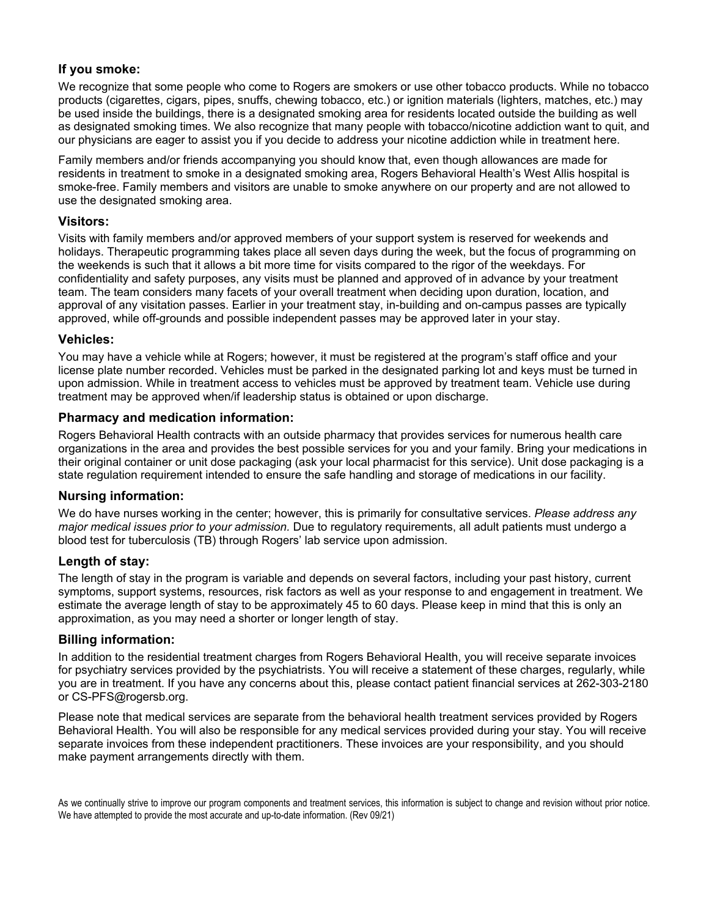### If you smoke:

We recognize that some people who come to Rogers are smokers or use other tobacco products. While no tobacco products (cigarettes, cigars, pipes, snuffs, chewing tobacco, etc.) or ignition materials (lighters, matches, etc.) may be used inside the buildings, there is a designated smoking area for residents located outside the building as well as designated smoking times. We also recognize that many people with tobacco/nicotine addiction want to quit, and our physicians are eager to assist you if you decide to address your nicotine addiction while in treatment here.

Family members and/or friends accompanying you should know that, even though allowances are made for residents in treatment to smoke in a designated smoking area, Rogers Behavioral Health's West Allis hospital is smoke-free. Family members and visitors are unable to smoke anywhere on our property and are not allowed to use the designated smoking area.

### Visitors:

Visits with family members and/or approved members of your support system is reserved for weekends and holidays. Therapeutic programming takes place all seven days during the week, but the focus of programming on the weekends is such that it allows a bit more time for visits compared to the rigor of the weekdays. For confidentiality and safety purposes, any visits must be planned and approved of in advance by your treatment team. The team considers many facets of your overall treatment when deciding upon duration, location, and approval of any visitation passes. Earlier in your treatment stay, in-building and on-campus passes are typically approved, while off-grounds and possible independent passes may be approved later in your stay.

### Vehicles:

You may have a vehicle while at Rogers; however, it must be registered at the program's staff office and your license plate number recorded. Vehicles must be parked in the designated parking lot and keys must be turned in upon admission. While in treatment access to vehicles must be approved by treatment team. Vehicle use during treatment may be approved when/if leadership status is obtained or upon discharge.

### Pharmacy and medication information:

Rogers Behavioral Health contracts with an outside pharmacy that provides services for numerous health care organizations in the area and provides the best possible services for you and your family. Bring your medications in their original container or unit dose packaging (ask your local pharmacist for this service). Unit dose packaging is a state regulation requirement intended to ensure the safe handling and storage of medications in our facility.

### Nursing information:

We do have nurses working in the center; however, this is primarily for consultative services. *Please address any major medical issues prior to your admission.* Due to regulatory requirements, all adult patients must undergo a blood test for tuberculosis (TB) through Rogers' lab service upon admission.

### Length of stay:

The length of stay in the program is variable and depends on several factors, including your past history, current symptoms, support systems, resources, risk factors as well as your response to and engagement in treatment. We estimate the average length of stay to be approximately 45 to 60 days. Please keep in mind that this is only an approximation, as you may need a shorter or longer length of stay.

### Billing information:

In addition to the residential treatment charges from Rogers Behavioral Health, you will receive separate invoices for psychiatry services provided by the psychiatrists. You will receive a statement of these charges, regularly, while you are in treatment. If you have any concerns about this, please contact patient financial services at 262-303-2180 or CS-PFS@rogersb.org.

Please note that medical services are separate from the behavioral health treatment services provided by Rogers Behavioral Health. You will also be responsible for any medical services provided during your stay. You will receive separate invoices from these independent practitioners. These invoices are your responsibility, and you should make payment arrangements directly with them.

As we continually strive to improve our program components and treatment services, this information is subject to change and revision without prior notice. We have attempted to provide the most accurate and up-to-date information. (Rev 09/21)